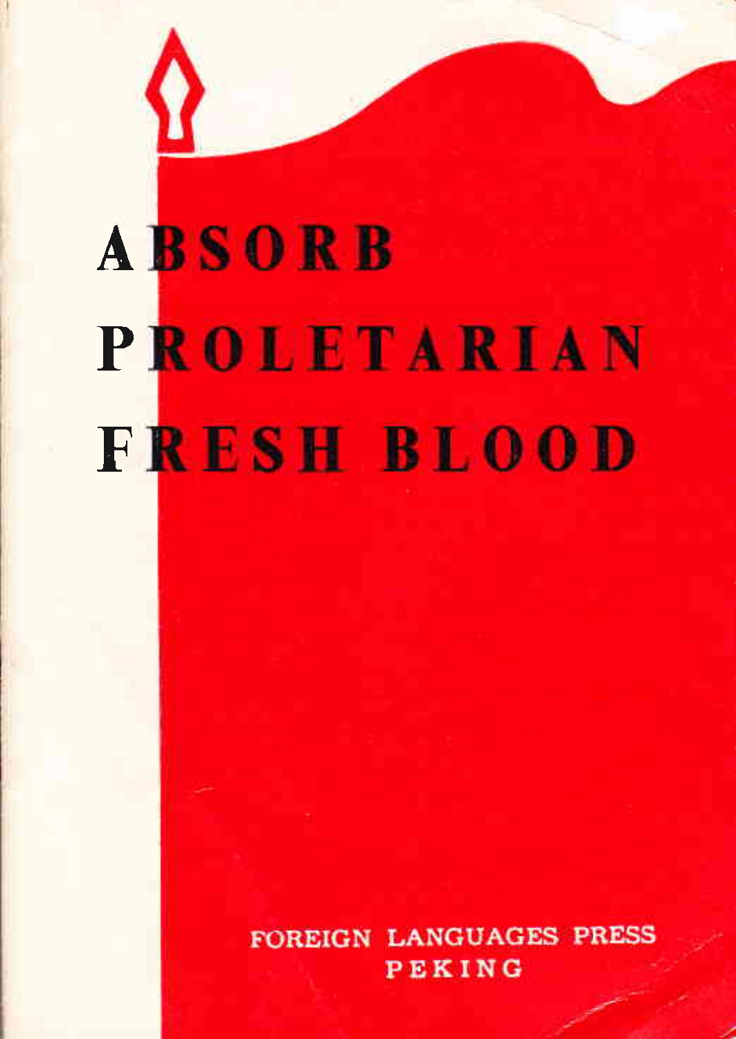# ABSORB PROLETARIAN FRESH BLOOD

FOREIGN LANGUAGES PRESS
PEKING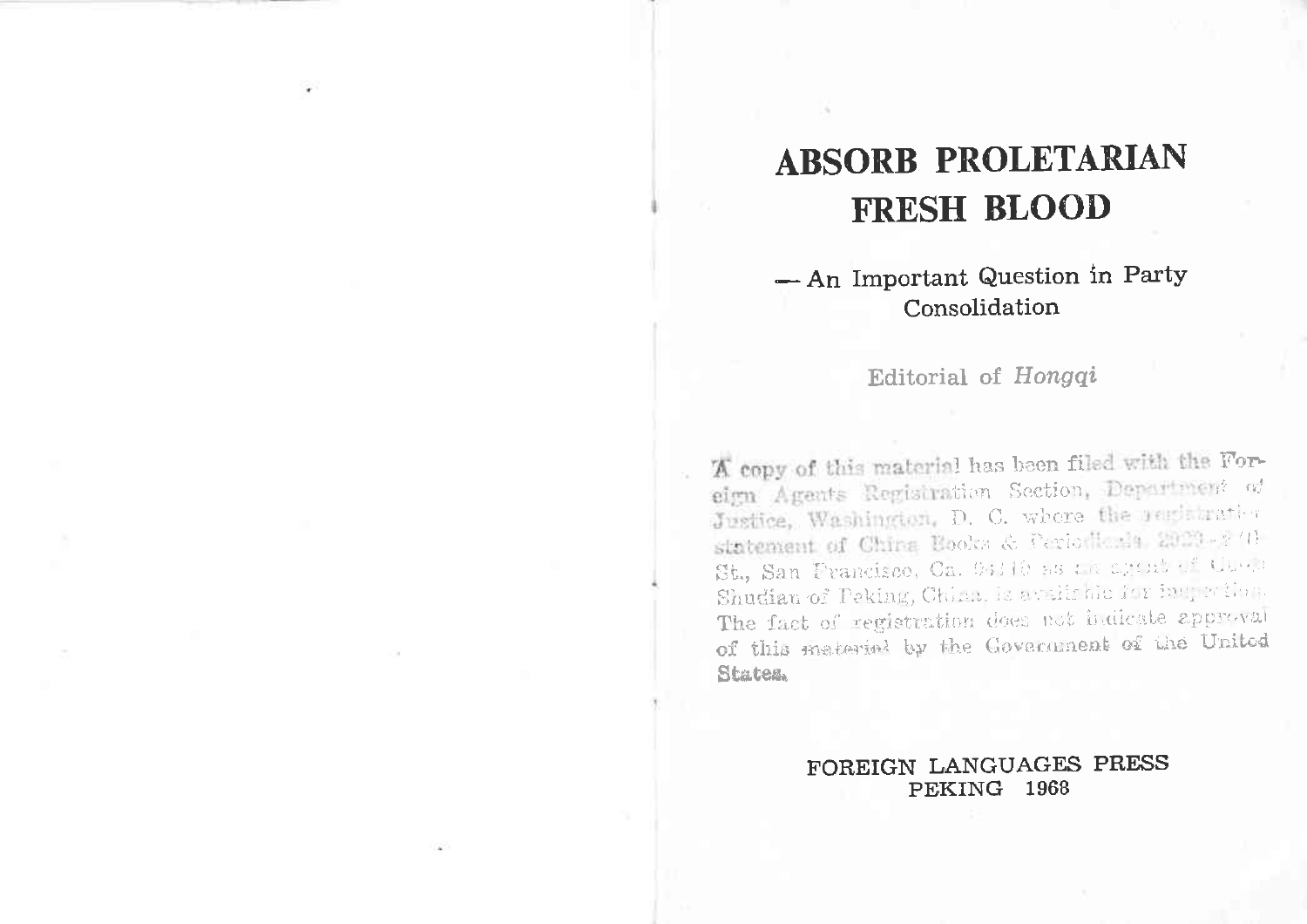# ABSORB PROLETARIAN FRESH BLOOD

— An Important Question in Party Consolidation

Editorial of *Hongqi*

A copy of this material has been filed with the Foreign Agents Registration Section, Department of Justice, Washington, D. C. where the registration statement of China Books & Periodicals, 2929-24th St., San Francisco, Ca. 94110 as an agent of Guozi Shudian of Peking, China, is available for inspection. The fact of registration does not indicate approval of this material by the Government of the United States.

FOREIGN LANGUAGES PRESS
PEKING 1968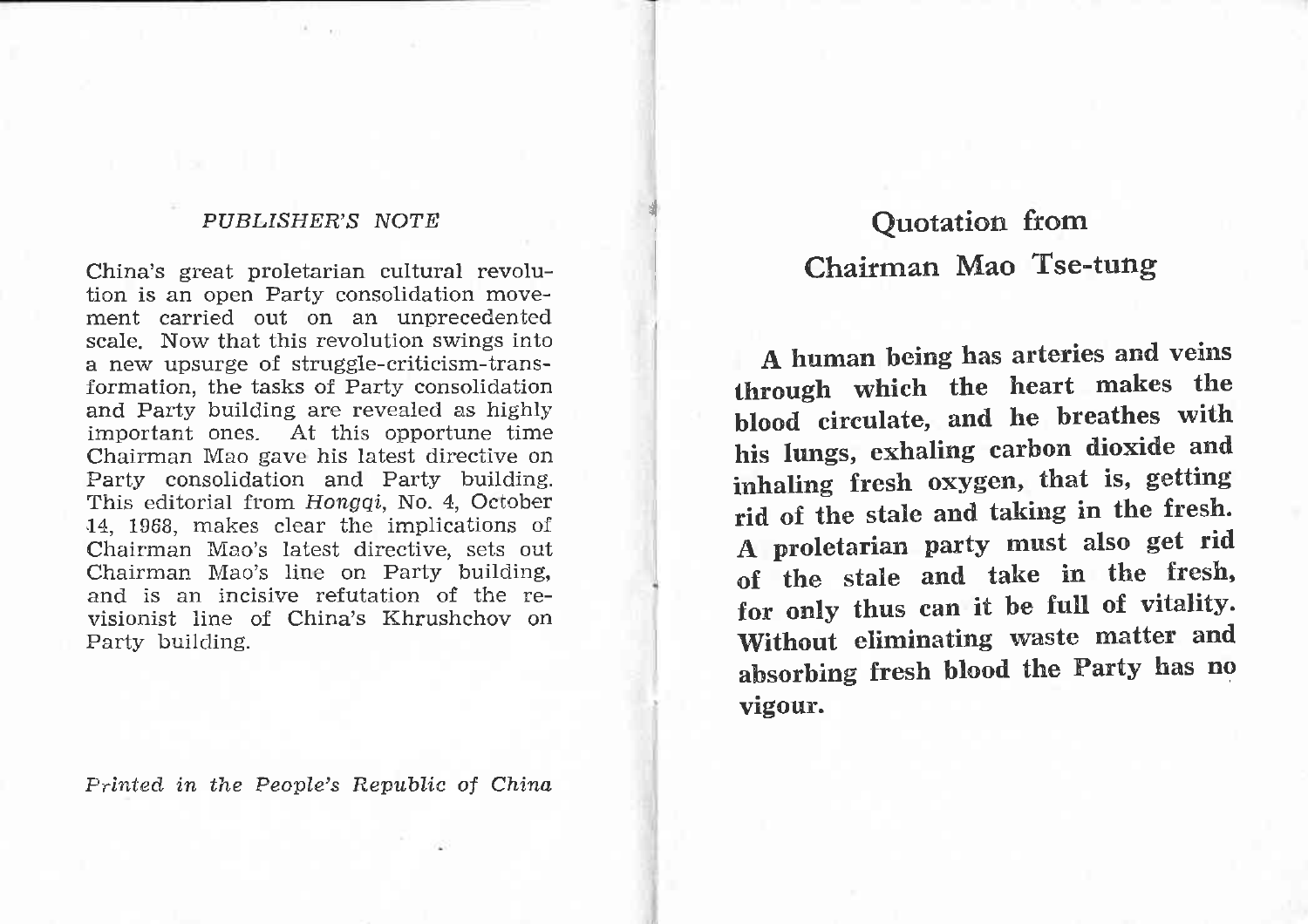*PUBLISHER'S NOTE*

China's great proletarian cultural revolution is an open Party consolidation movement carried out on an unprecedented scale. Now that this revolution swings into a new upsurge of struggle-criticism-transformation, the tasks of Party consolidation and Party building are revealed as highly important ones. At this opportune time Chairman Mao gave his latest directive on Party consolidation and Party building. This editorial from *Hongqi*, No. 4, October 14, 1968, makes clear the implications of Chairman Mao's latest directive, sets out Chairman Mao's line on Party building, and is an incisive refutation of the revisionist line of China's Khrushchov on Party building.

*Printed in the People's Republic of China*

## Quotation from Chairman Mao Tse-tung

**A human being has arteries and veins through which the heart makes the blood circulate, and he breathes with his lungs, exhaling carbon dioxide and inhaling fresh oxygen, that is, getting rid of the stale and taking in the fresh. A proletarian party must also get rid of the stale and take in the fresh, for only thus can it be full of vitality. Without eliminating waste matter and absorbing fresh blood the Party has no vigour.**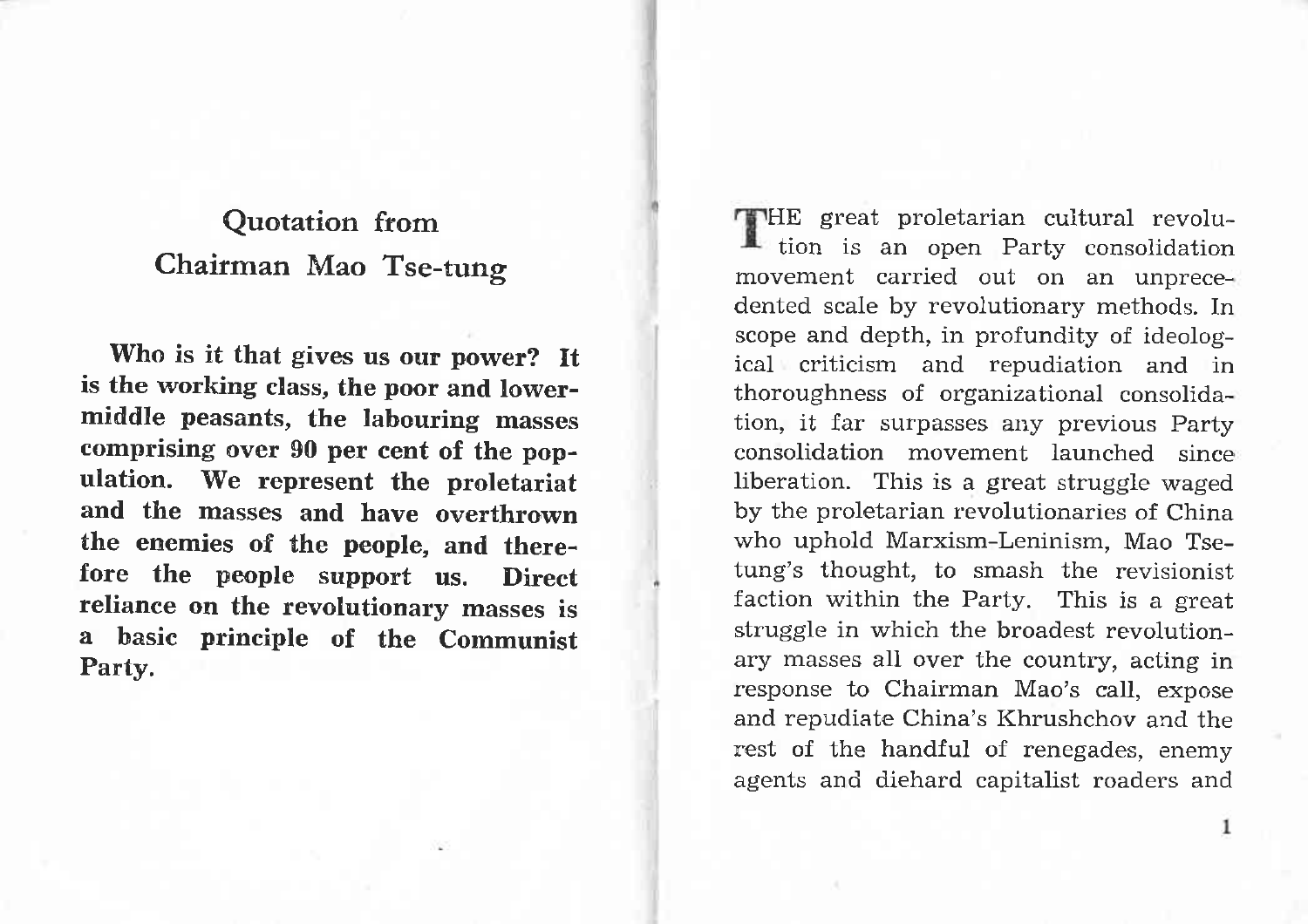## Quotation from Chairman Mao Tse-tung

**Who is it that gives us our power? It is the working class, the poor and lower-middle peasants, the labouring masses comprising over 90 per cent of the population. We represent the proletariat and the masses and have overthrown the enemies of the people, and therefore the people support us. Direct reliance on the revolutionary masses is a basic principle of the Communist Party.**

THE great proletarian cultural revolution is an open Party consolidation movement carried out on an unprecedented scale by revolutionary methods. In scope and depth, in profundity of ideological criticism and repudiation and in thoroughness of organizational consolidation, it far surpasses any previous Party consolidation movement launched since liberation. This is a great struggle waged by the proletarian revolutionaries of China who uphold Marxism-Leninism, Mao Tse-tung's thought, to smash the revisionist faction within the Party. This is a great struggle in which the broadest revolutionary masses all over the country, acting in response to Chairman Mao's call, expose and repudiate China's Khrushchov and the rest of the handful of renegades, enemy agents and diehard capitalist roaders and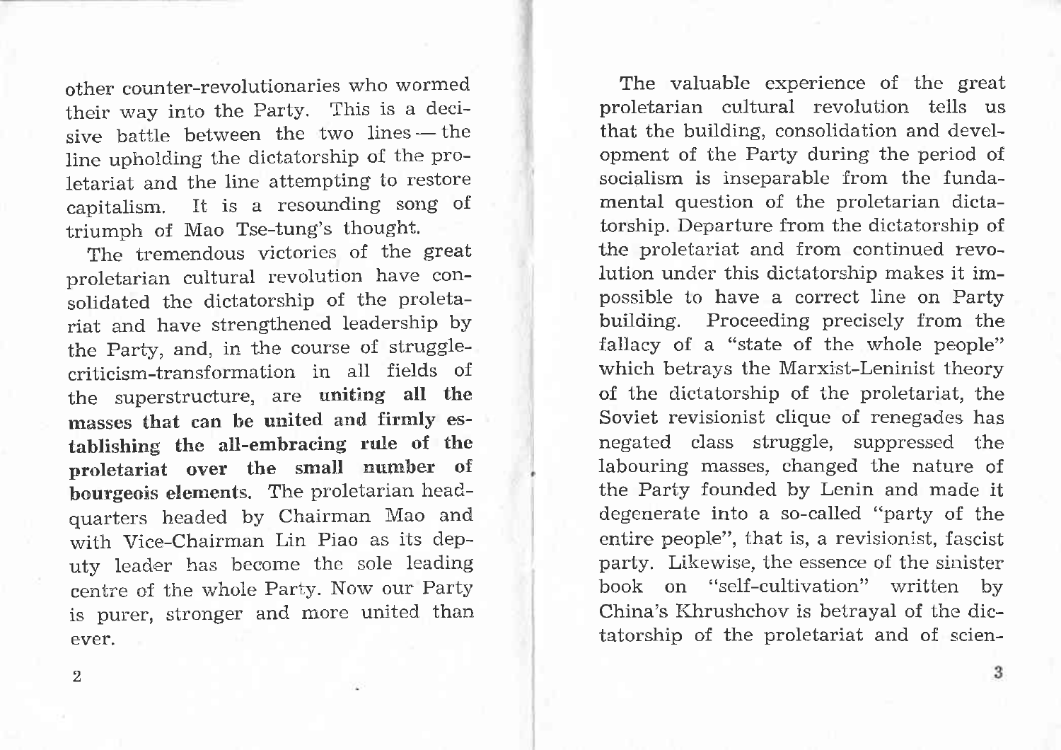other counter-revolutionaries who wormed their way into the Party. This is a decisive battle between the two lines — the line upholding the dictatorship of the proletariat and the line attempting to restore capitalism. It is a resounding song of triumph of Mao Tse-tung's thought.

The tremendous victories of the great proletarian cultural revolution have consolidated the dictatorship of the proletariat and have strengthened leadership by the Party, and, in the course of struggle-criticism-transformation in all fields of the superstructure, are **uniting all the masses that can be united and firmly establishing the all-embracing rule of the proletariat over the small number of bourgeois elements.** The proletarian headquarters headed by Chairman Mao and with Vice-Chairman Lin Piao as its deputy leader has become the sole leading centre of the whole Party. Now our Party is purer, stronger and more united than ever.

The valuable experience of the great proletarian cultural revolution tells us that the building, consolidation and development of the Party during the period of socialism is inseparable from the fundamental question of the proletarian dictatorship. Departure from the dictatorship of the proletariat and from continued revolution under this dictatorship makes it impossible to have a correct line on Party building. Proceeding precisely from the fallacy of a "state of the whole people" which betrays the Marxist-Leninist theory of the dictatorship of the proletariat, the Soviet revisionist clique of renegades has negated class struggle, suppressed the labouring masses, changed the nature of the Party founded by Lenin and made it degenerate into a so-called "party of the entire people", that is, a revisionist, fascist party. Likewise, the essence of the sinister book on "self-cultivation" written by China's Khrushchov is betrayal of the dictatorship of the proletariat and of scien-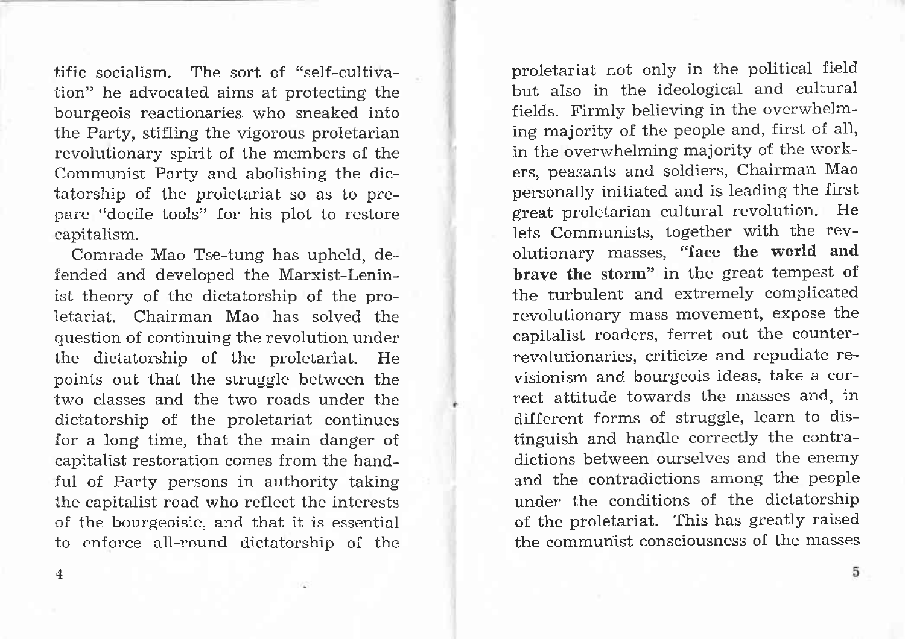tific socialism. The sort of "self-cultivation" he advocated aims at protecting the bourgeois reactionaries who sneaked into the Party, stifling the vigorous proletarian revolutionary spirit of the members of the Communist Party and abolishing the dictatorship of the proletariat so as to prepare "docile tools" for his plot to restore capitalism.

Comrade Mao Tse-tung has upheld, defended and developed the Marxist-Leninist theory of the dictatorship of the proletariat. Chairman Mao has solved the question of continuing the revolution under the dictatorship of the proletariat. He points out that the struggle between the two classes and the two roads under the dictatorship of the proletariat continues for a long time, that the main danger of capitalist restoration comes from the handful of Party persons in authority taking the capitalist road who reflect the interests of the bourgeoisie, and that it is essential to enforce all-round dictatorship of the proletariat not only in the political field but also in the ideological and cultural fields. Firmly believing in the overwhelming majority of the people and, first of all, in the overwhelming majority of the workers, peasants and soldiers, Chairman Mao personally initiated and is leading the first great proletarian cultural revolution. He lets Communists, together with the revolutionary masses, **"face the world and brave the storm"** in the great tempest of the turbulent and extremely complicated revolutionary mass movement, expose the capitalist roaders, ferret out the counter-revolutionaries, criticize and repudiate revisionism and bourgeois ideas, take a correct attitude towards the masses and, in different forms of struggle, learn to distinguish and handle correctly the contradictions between ourselves and the enemy and the contradictions among the people under the conditions of the dictatorship of the proletariat. This has greatly raised the communist consciousness of the masses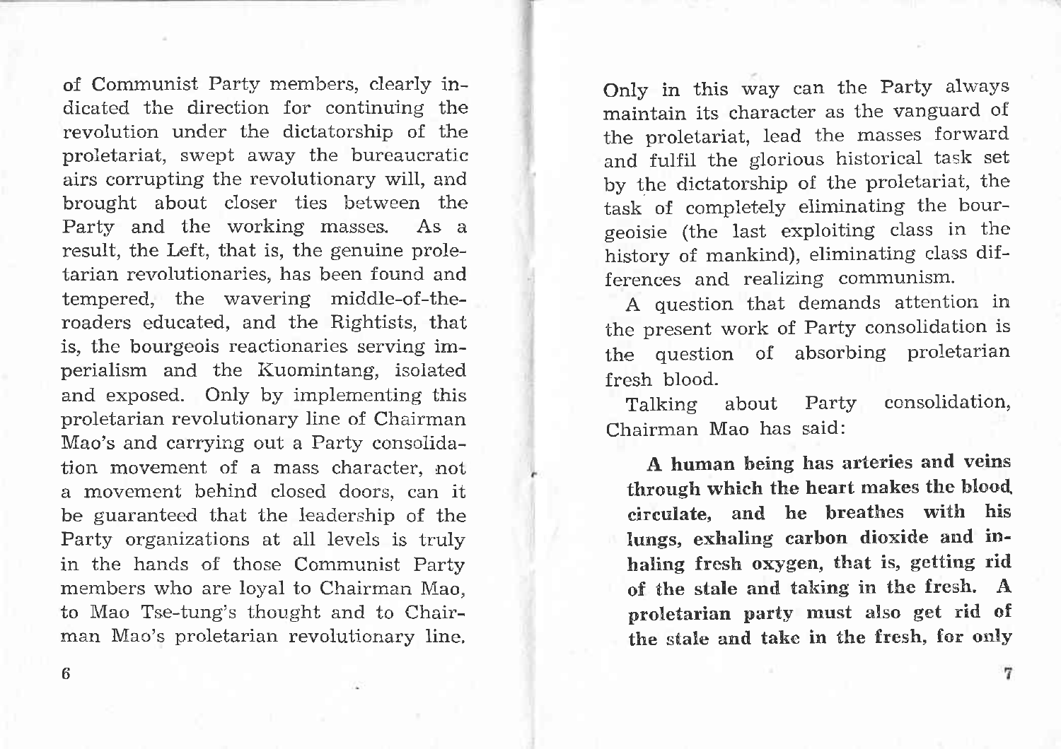of Communist Party members, clearly indicated the direction for continuing the revolution under the dictatorship of the proletariat, swept away the bureaucratic airs corrupting the revolutionary will, and brought about closer ties between the Party and the working masses. As a result, the Left, that is, the genuine proletarian revolutionaries, has been found and tempered, the wavering middle-of-the-roaders educated, and the Rightists, that is, the bourgeois reactionaries serving imperialism and the Kuomintang, isolated and exposed. Only by implementing this proletarian revolutionary line of Chairman Mao's and carrying out a Party consolidation movement of a mass character, not a movement behind closed doors, can it be guaranteed that the leadership of the Party organizations at all levels is truly in the hands of those Communist Party members who are loyal to Chairman Mao, to Mao Tse-tung's thought and to Chairman Mao's proletarian revolutionary line. Only in this way can the Party always maintain its character as the vanguard of the proletariat, lead the masses forward and fulfil the glorious historical task set by the dictatorship of the proletariat, the task of completely eliminating the bourgeoisie (the last exploiting class in the history of mankind), eliminating class differences and realizing communism.

A question that demands attention in the present work of Party consolidation is the question of absorbing proletarian fresh blood.

Talking about Party consolidation, Chairman Mao has said:

> **A human being has arteries and veins through which the heart makes the blood circulate, and he breathes with his lungs, exhaling carbon dioxide and inhaling fresh oxygen, that is, getting rid of the stale and taking in the fresh. A proletarian party must also get rid of the stale and take in the fresh, for only**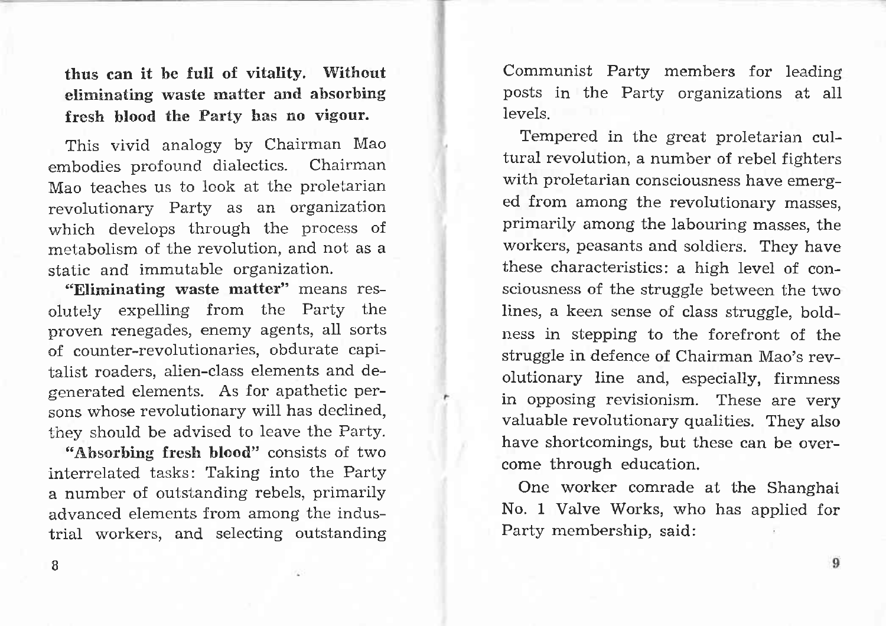**thus can it be full of vitality. Without eliminating waste matter and absorbing fresh blood the Party has no vigour.**

This vivid analogy by Chairman Mao embodies profound dialectics. Chairman Mao teaches us to look at the proletarian revolutionary Party as an organization which develops through the process of metabolism of the revolution, and not as a static and immutable organization.

**"Eliminating waste matter"** means resolutely expelling from the Party the proven renegades, enemy agents, all sorts of counter-revolutionaries, obdurate capitalist roaders, alien-class elements and degenerated elements. As for apathetic persons whose revolutionary will has declined, they should be advised to leave the Party.

**"Absorbing fresh blood"** consists of two interrelated tasks: Taking into the Party a number of outstanding rebels, primarily advanced elements from among the industrial workers, and selecting outstanding Communist Party members for leading posts in the Party organizations at all levels.

Tempered in the great proletarian cultural revolution, a number of rebel fighters with proletarian consciousness have emerged from among the revolutionary masses, primarily among the labouring masses, the workers, peasants and soldiers. They have these characteristics: a high level of consciousness of the struggle between the two lines, a keen sense of class struggle, boldness in stepping to the forefront of the struggle in defence of Chairman Mao's revolutionary line and, especially, firmness in opposing revisionism. These are very valuable revolutionary qualities. They also have shortcomings, but these can be overcome through education.

One worker comrade at the Shanghai No. 1 Valve Works, who has applied for Party membership, said: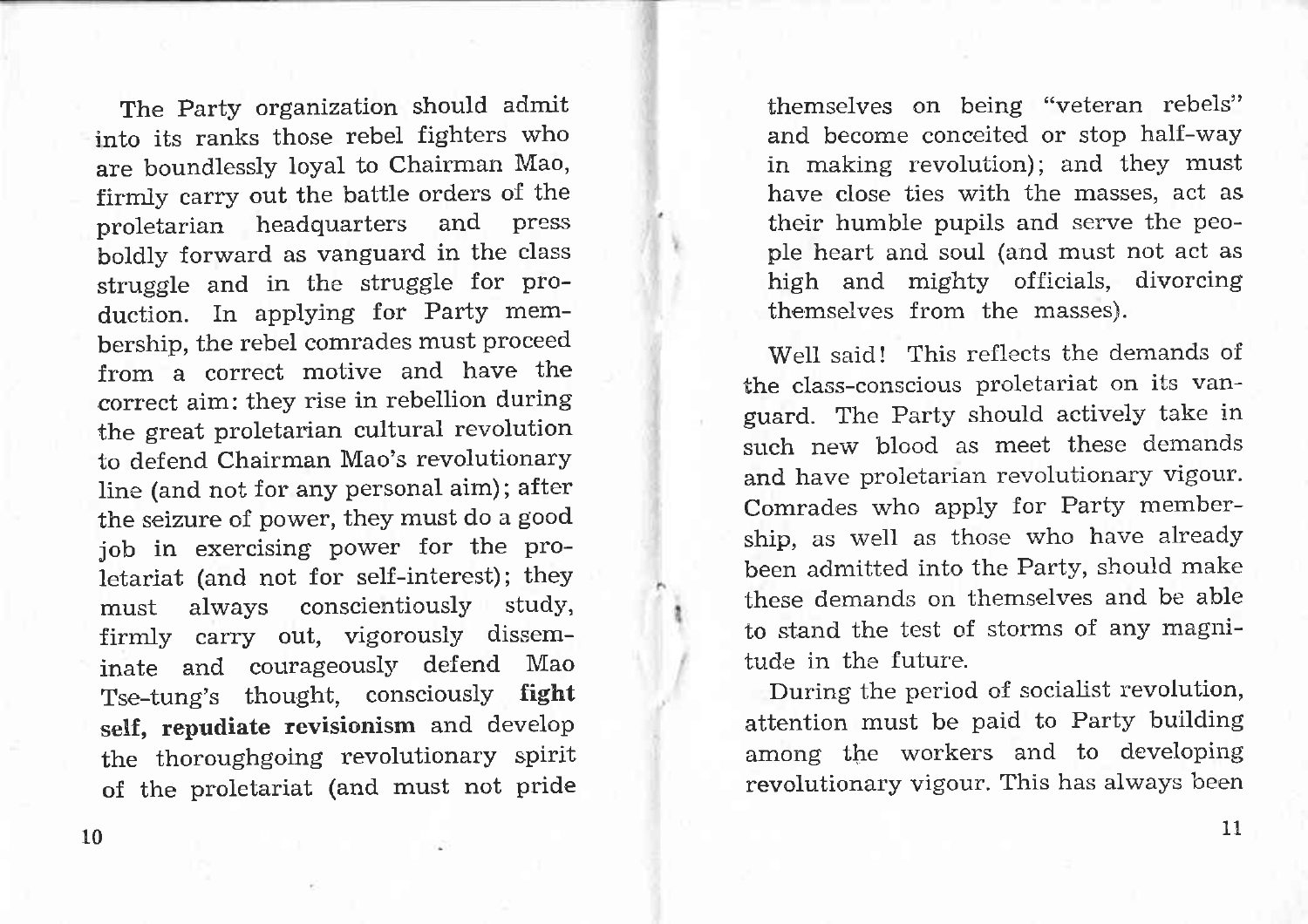The Party organization should admit into its ranks those rebel fighters who are boundlessly loyal to Chairman Mao, firmly carry out the battle orders of the proletarian headquarters and press boldly forward as vanguard in the class struggle and in the struggle for production. In applying for Party membership, the rebel comrades must proceed from a correct motive and have the correct aim: they rise in rebellion during the great proletarian cultural revolution to defend Chairman Mao's revolutionary line (and not for any personal aim); after the seizure of power, they must do a good job in exercising power for the proletariat (and not for self-interest); they must always conscientiously study, firmly carry out, vigorously disseminate and courageously defend Mao Tse-tung's thought, consciously **fight self, repudiate revisionism** and develop the thoroughgoing revolutionary spirit of the proletariat (and must not pride themselves on being "veteran rebels" and become conceited or stop half-way in making revolution); and they must have close ties with the masses, act as their humble pupils and serve the people heart and soul (and must not act as high and mighty officials, divorcing themselves from the masses).

Well said! This reflects the demands of the class-conscious proletariat on its vanguard. The Party should actively take in such new blood as meet these demands and have proletarian revolutionary vigour. Comrades who apply for Party membership, as well as those who have already been admitted into the Party, should make these demands on themselves and be able to stand the test of storms of any magnitude in the future.

During the period of socialist revolution, attention must be paid to Party building among the workers and to developing revolutionary vigour. This has always been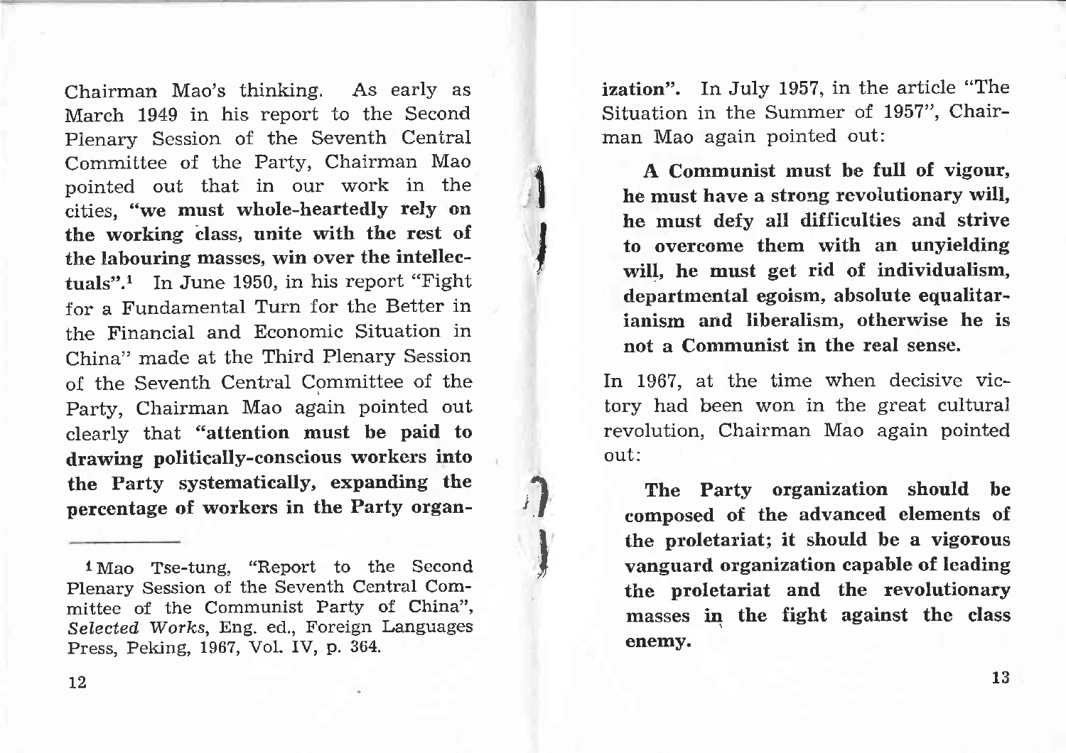Chairman Mao's thinking. As early as March 1949 in his report to the Second Plenary Session of the Seventh Central Committee of the Party, Chairman Mao pointed out that in our work in the cities, **"we must whole-heartedly rely on the working class, unite with the rest of the labouring masses, win over the intellectuals"**.[1] In June 1950, in his report "Fight for a Fundamental Turn for the Better in the Financial and Economic Situation in China" made at the Third Plenary Session of the Seventh Central Committee of the Party, Chairman Mao again pointed out clearly that **"attention must be paid to drawing politically-conscious workers into the Party systematically, expanding the percentage of workers in the Party organization"**. In July 1957, in the article "The Situation in the Summer of 1957", Chairman Mao again pointed out:

> **A Communist must be full of vigour, he must have a strong revolutionary will, he must defy all difficulties and strive to overcome them with an unyielding will, he must get rid of individualism, departmental egoism, absolute equalitarianism and liberalism, otherwise he is not a Communist in the real sense.**

In 1967, at the time when decisive victory had been won in the great cultural revolution, Chairman Mao again pointed out:

> **The Party organization should be composed of the advanced elements of the proletariat; it should be a vigorous vanguard organization capable of leading the proletariat and the revolutionary masses in the fight against the class enemy.**

---

[1] Mao Tse-tung, "Report to the Second Plenary Session of the Seventh Central Committee of the Communist Party of China", *Selected Works*, Eng. ed., Foreign Languages Press, Peking, 1967, Vol. IV, p. 364.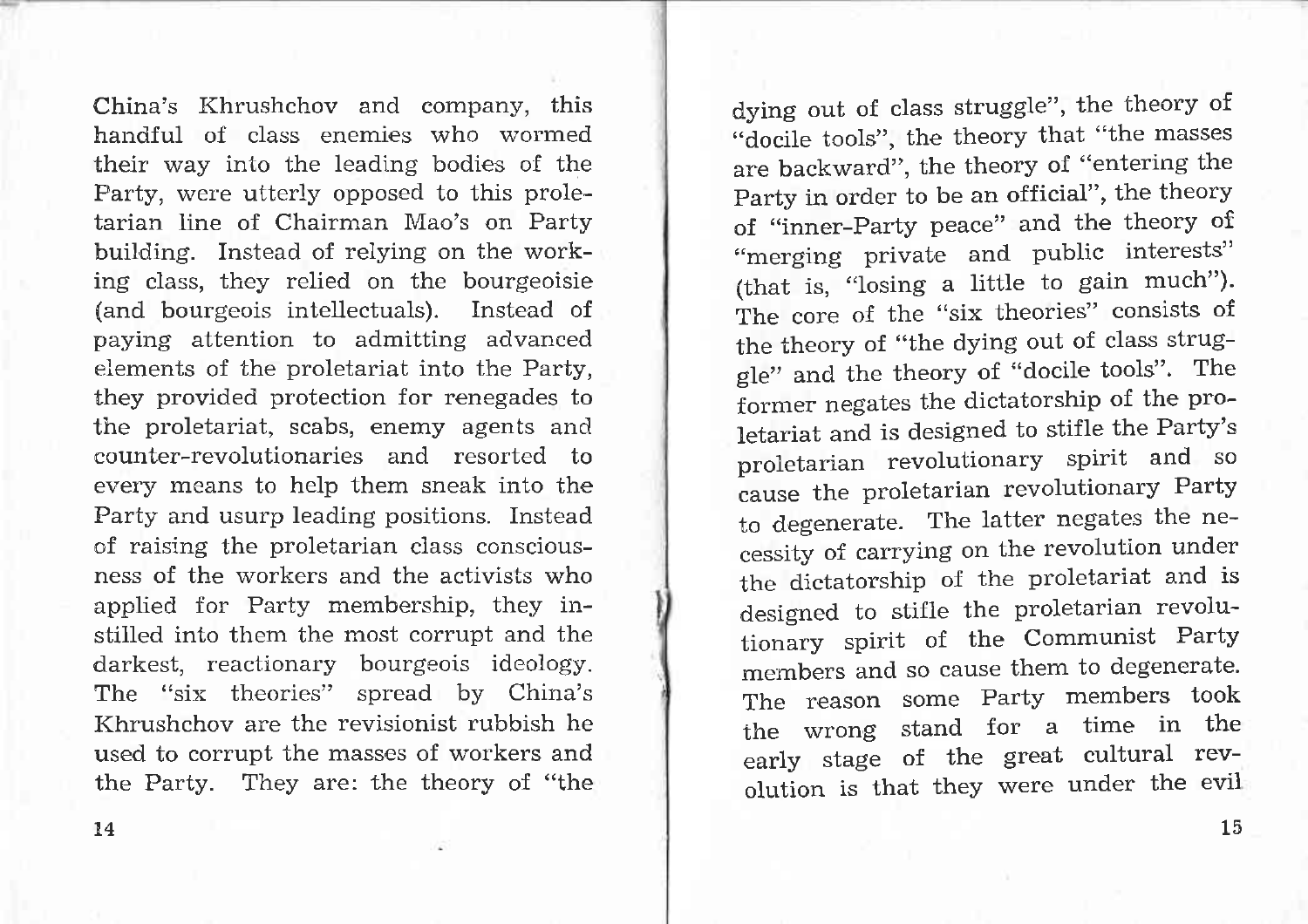China's Khrushchov and company, this handful of class enemies who wormed their way into the leading bodies of the Party, were utterly opposed to this proletarian line of Chairman Mao's on Party building. Instead of relying on the working class, they relied on the bourgeoisie (and bourgeois intellectuals). Instead of paying attention to admitting advanced elements of the proletariat into the Party, they provided protection for renegades to the proletariat, scabs, enemy agents and counter-revolutionaries and resorted to every means to help them sneak into the Party and usurp leading positions. Instead of raising the proletarian class consciousness of the workers and the activists who applied for Party membership, they instilled into them the most corrupt and the darkest, reactionary bourgeois ideology. The "six theories" spread by China's Khrushchov are the revisionist rubbish he used to corrupt the masses of workers and the Party. They are: the theory of "the dying out of class struggle", the theory of "docile tools", the theory that "the masses are backward", the theory of "entering the Party in order to be an official", the theory of "inner-Party peace" and the theory of "merging private and public interests" (that is, "losing a little to gain much"). The core of the "six theories" consists of the theory of "the dying out of class struggle" and the theory of "docile tools". The former negates the dictatorship of the proletariat and is designed to stifle the Party's proletarian revolutionary spirit and so cause the proletarian revolutionary Party to degenerate. The latter negates the necessity of carrying on the revolution under the dictatorship of the proletariat and is designed to stifle the proletarian revolutionary spirit of the Communist Party members and so cause them to degenerate. The reason some Party members took the wrong stand for a time in the early stage of the great cultural revolution is that they were under the evil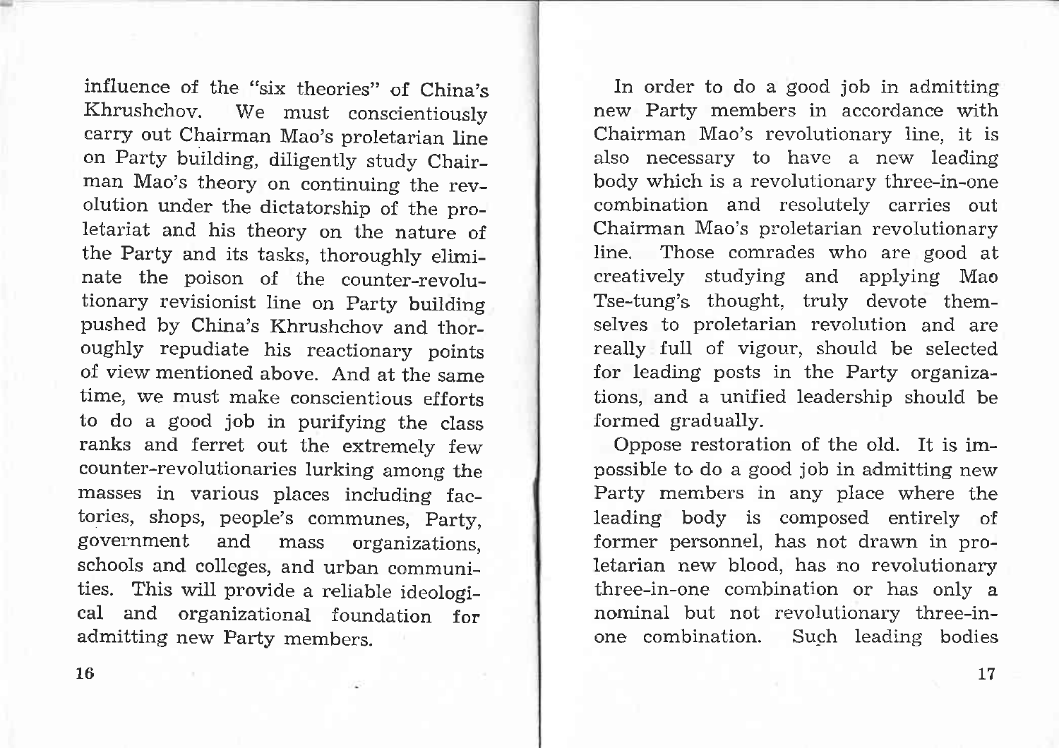influence of the "six theories" of China's Khrushchov. We must conscientiously carry out Chairman Mao's proletarian line on Party building, diligently study Chairman Mao's theory on continuing the revolution under the dictatorship of the proletariat and his theory on the nature of the Party and its tasks, thoroughly eliminate the poison of the counter-revolutionary revisionist line on Party building pushed by China's Khrushchov and thoroughly repudiate his reactionary points of view mentioned above. And at the same time, we must make conscientious efforts to do a good job in purifying the class ranks and ferret out the extremely few counter-revolutionaries lurking among the masses in various places including factories, shops, people's communes, Party, government and mass organizations, schools and colleges, and urban communities. This will provide a reliable ideological and organizational foundation for admitting new Party members.

In order to do a good job in admitting new Party members in accordance with Chairman Mao's revolutionary line, it is also necessary to have a new leading body which is a revolutionary three-in-one combination and resolutely carries out Chairman Mao's proletarian revolutionary line. Those comrades who are good at creatively studying and applying Mao Tse-tung's thought, truly devote themselves to proletarian revolution and are really full of vigour, should be selected for leading posts in the Party organizations, and a unified leadership should be formed gradually.

Oppose restoration of the old. It is impossible to do a good job in admitting new Party members in any place where the leading body is composed entirely of former personnel, has not drawn in proletarian new blood, has no revolutionary three-in-one combination or has only a nominal but not revolutionary three-in-one combination. Such leading bodies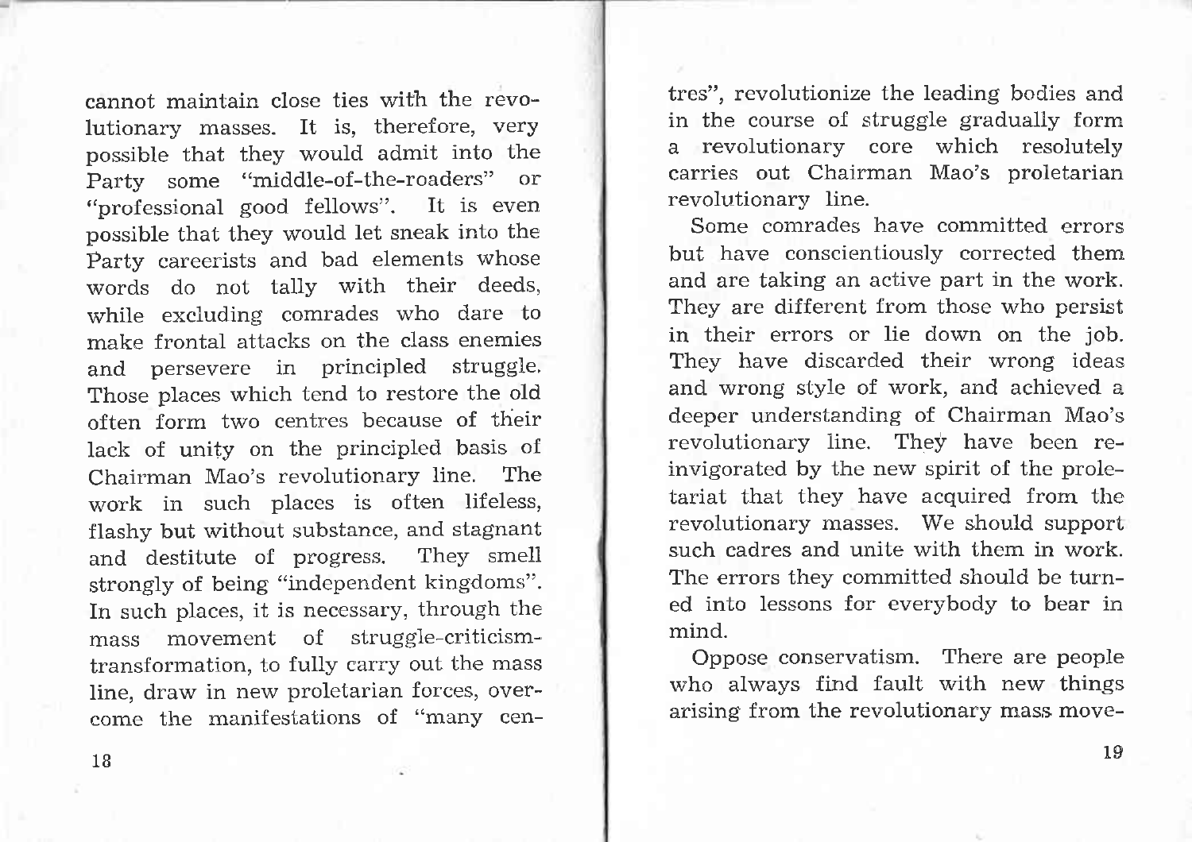cannot maintain close ties with the revolutionary masses. It is, therefore, very possible that they would admit into the Party some "middle-of-the-roaders" or "professional good fellows". It is even possible that they would let sneak into the Party careerists and bad elements whose words do not tally with their deeds, while excluding comrades who dare to make frontal attacks on the class enemies and persevere in principled struggle. Those places which tend to restore the old often form two centres because of their lack of unity on the principled basis of Chairman Mao's revolutionary line. The work in such places is often lifeless, flashy but without substance, and stagnant and destitute of progress. They smell strongly of being "independent kingdoms". In such places, it is necessary, through the mass movement of struggle-criticism-transformation, to fully carry out the mass line, draw in new proletarian forces, overcome the manifestations of "many centres", revolutionize the leading bodies and in the course of struggle gradually form a revolutionary core which resolutely carries out Chairman Mao's proletarian revolutionary line.

Some comrades have committed errors but have conscientiously corrected them and are taking an active part in the work. They are different from those who persist in their errors or lie down on the job. They have discarded their wrong ideas and wrong style of work, and achieved a deeper understanding of Chairman Mao's revolutionary line. They have been reinvigorated by the new spirit of the proletariat that they have acquired from the revolutionary masses. We should support such cadres and unite with them in work. The errors they committed should be turned into lessons for everybody to bear in mind.

Oppose conservatism. There are people who always find fault with new things arising from the revolutionary mass move-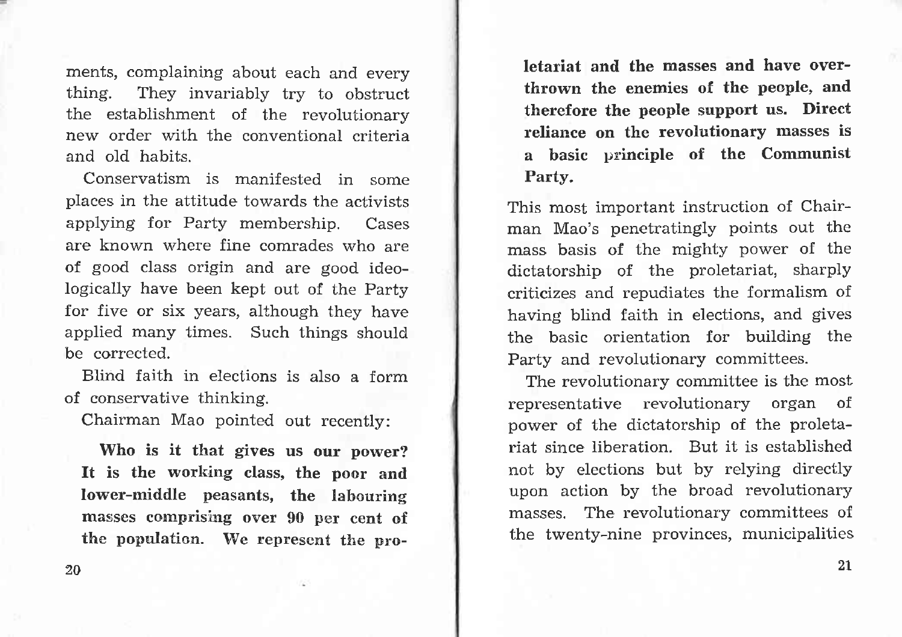ments, complaining about each and every thing. They invariably try to obstruct the establishment of the revolutionary new order with the conventional criteria and old habits.

Conservatism is manifested in some places in the attitude towards the activists applying for Party membership. Cases are known where fine comrades who are of good class origin and are good ideologically have been kept out of the Party for five or six years, although they have applied many times. Such things should be corrected.

Blind faith in elections is also a form of conservative thinking.

Chairman Mao pointed out recently:

> **Who is it that gives us our power? It is the working class, the poor and lower-middle peasants, the labouring masses comprising over 90 per cent of the population. We represent the proletariat and the masses and have overthrown the enemies of the people, and therefore the people support us. Direct reliance on the revolutionary masses is a basic principle of the Communist Party.**

This most important instruction of Chairman Mao's penetratingly points out the mass basis of the mighty power of the dictatorship of the proletariat, sharply criticizes and repudiates the formalism of having blind faith in elections, and gives the basic orientation for building the Party and revolutionary committees.

The revolutionary committee is the most representative revolutionary organ of power of the dictatorship of the proletariat since liberation. But it is established not by elections but by relying directly upon action by the broad revolutionary masses. The revolutionary committees of the twenty-nine provinces, municipalities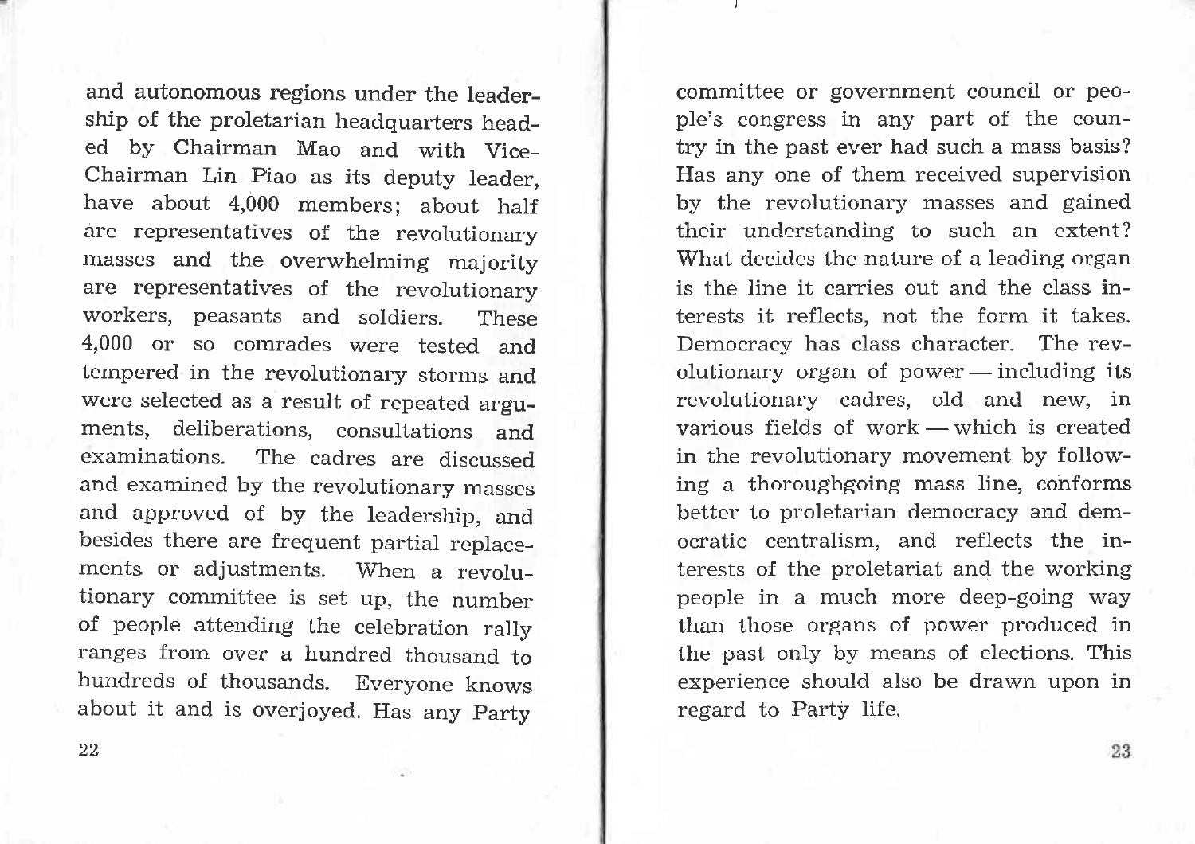and autonomous regions under the leadership of the proletarian headquarters headed by Chairman Mao and with Vice-Chairman Lin Piao as its deputy leader, have about 4,000 members; about half are representatives of the revolutionary masses and the overwhelming majority are representatives of the revolutionary workers, peasants and soldiers. These 4,000 or so comrades were tested and tempered in the revolutionary storms and were selected as a result of repeated arguments, deliberations, consultations and examinations. The cadres are discussed and examined by the revolutionary masses and approved of by the leadership, and besides there are frequent partial replacements or adjustments. When a revolutionary committee is set up, the number of people attending the celebration rally ranges from over a hundred thousand to hundreds of thousands. Everyone knows about it and is overjoyed. Has any Party committee or government council or people's congress in any part of the country in the past ever had such a mass basis? Has any one of them received supervision by the revolutionary masses and gained their understanding to such an extent? What decides the nature of a leading organ is the line it carries out and the class interests it reflects, not the form it takes. Democracy has class character. The revolutionary organ of power — including its revolutionary cadres, old and new, in various fields of work — which is created in the revolutionary movement by following a thoroughgoing mass line, conforms better to proletarian democracy and democratic centralism, and reflects the interests of the proletariat and the working people in a much more deep-going way than those organs of power produced in the past only by means of elections. This experience should also be drawn upon in regard to Party life.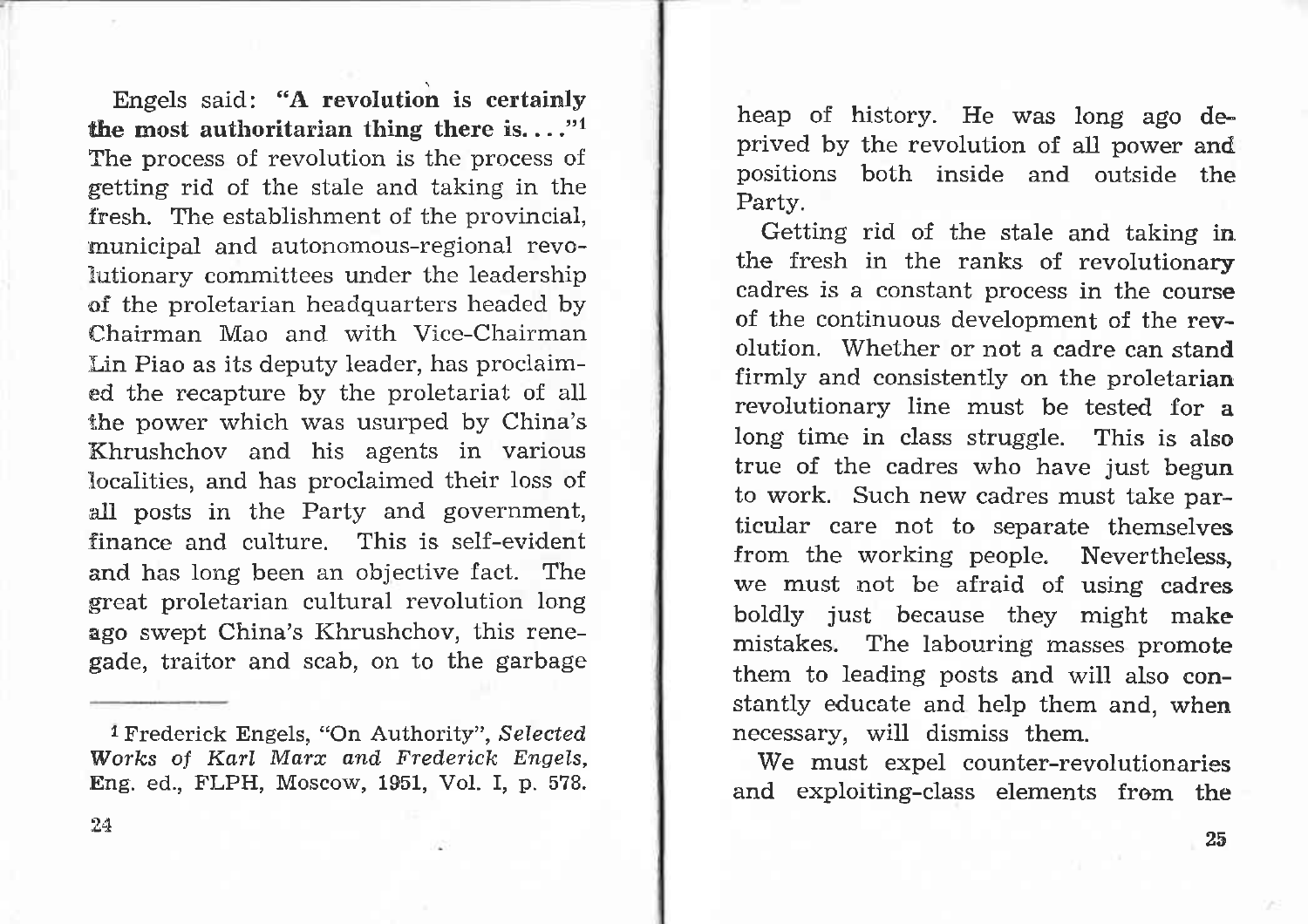Engels said: **"A revolution is certainly the most authoritarian thing there is. . . ."**[1] The process of revolution is the process of getting rid of the stale and taking in the fresh. The establishment of the provincial, municipal and autonomous-regional revolutionary committees under the leadership of the proletarian headquarters headed by Chairman Mao and with Vice-Chairman Lin Piao as its deputy leader, has proclaimed the recapture by the proletariat of all the power which was usurped by China's Khrushchov and his agents in various localities, and has proclaimed their loss of all posts in the Party and government, finance and culture. This is self-evident and has long been an objective fact. The great proletarian cultural revolution long ago swept China's Khrushchov, this renegade, traitor and scab, on to the garbage heap of history. He was long ago deprived by the revolution of all power and positions both inside and outside the Party.

[1] Frederick Engels, "On Authority", *Selected Works of Karl Marx and Frederick Engels*, Eng. ed., FLPH, Moscow, 1951, Vol. I, p. 578.

Getting rid of the stale and taking in the fresh in the ranks of revolutionary cadres is a constant process in the course of the continuous development of the revolution. Whether or not a cadre can stand firmly and consistently on the proletarian revolutionary line must be tested for a long time in class struggle. This is also true of the cadres who have just begun to work. Such new cadres must take particular care not to separate themselves from the working people. Nevertheless, we must not be afraid of using cadres boldly just because they might make mistakes. The labouring masses promote them to leading posts and will also constantly educate and help them and, when necessary, will dismiss them.

We must expel counter-revolutionaries and exploiting-class elements from the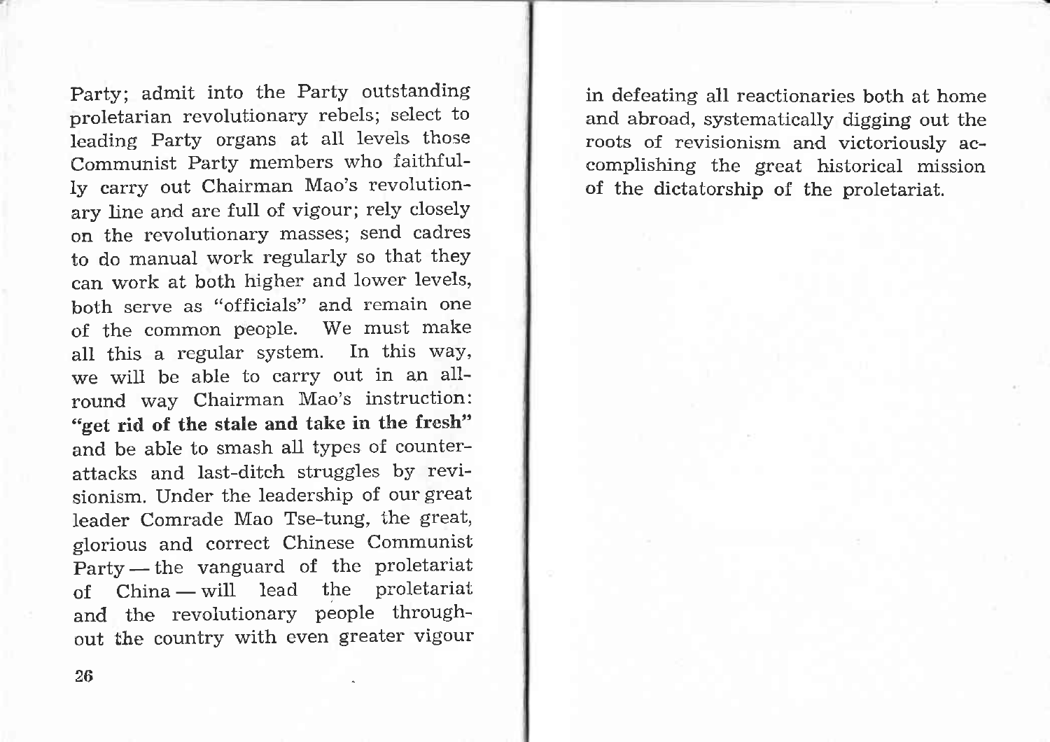Party; admit into the Party outstanding proletarian revolutionary rebels; select to leading Party organs at all levels those Communist Party members who faithfully carry out Chairman Mao's revolutionary line and are full of vigour; rely closely on the revolutionary masses; send cadres to do manual work regularly so that they can work at both higher and lower levels, both serve as "officials" and remain one of the common people. We must make all this a regular system. In this way, we will be able to carry out in an all-round way Chairman Mao's instruction: **"get rid of the stale and take in the fresh"** and be able to smash all types of counter-attacks and last-ditch struggles by revisionism. Under the leadership of our great leader Comrade Mao Tse-tung, the great, glorious and correct Chinese Communist Party — the vanguard of the proletariat of China — will lead the proletariat and the revolutionary people throughout the country with even greater vigour in defeating all reactionaries both at home and abroad, systematically digging out the roots of revisionism and victoriously accomplishing the great historical mission of the dictatorship of the proletariat.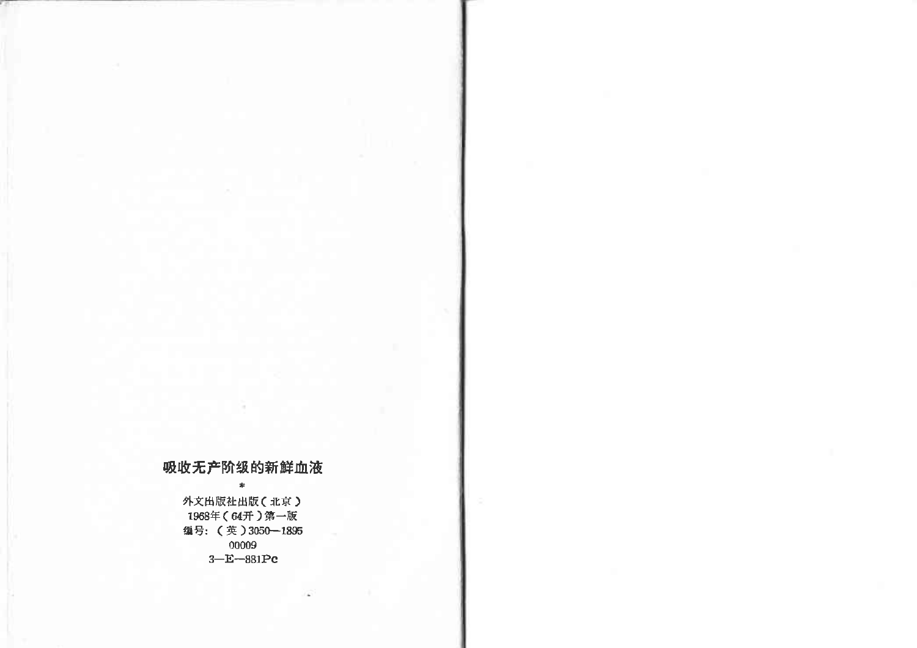**吸收无产阶级的新鲜血液**

*

外文出版社出版（北京）

1968年（64开）第一版

编号：（英）3050—1895

00009

3—E—881Pc